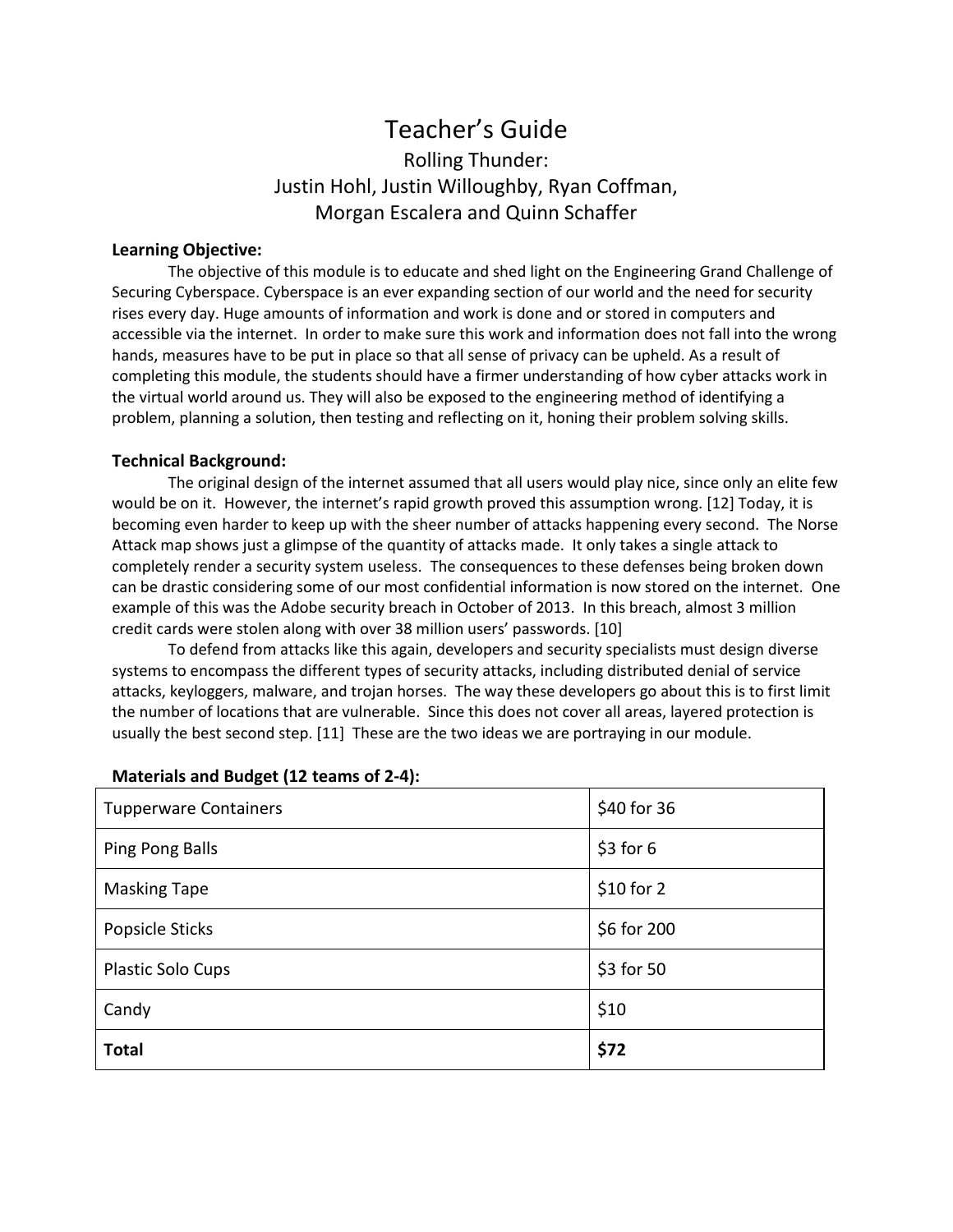# Teacher's Guide

## Rolling Thunder:
## Justin Hohl, Justin Willoughby, Ryan Coffman, Morgan Escalera and Quinn Schaffer

**Learning Objective:**

The objective of this module is to educate and shed light on the Engineering Grand Challenge of Securing Cyberspace. Cyberspace is an ever expanding section of our world and the need for security rises every day. Huge amounts of information and work is done and or stored in computers and accessible via the internet. In order to make sure this work and information does not fall into the wrong hands, measures have to be put in place so that all sense of privacy can be upheld. As a result of completing this module, the students should have a firmer understanding of how cyber attacks work in the virtual world around us. They will also be exposed to the engineering method of identifying a problem, planning a solution, then testing and reflecting on it, honing their problem solving skills.

**Technical Background:**

The original design of the internet assumed that all users would play nice, since only an elite few would be on it. However, the internet's rapid growth proved this assumption wrong. [12] Today, it is becoming even harder to keep up with the sheer number of attacks happening every second. The Norse Attack map shows just a glimpse of the quantity of attacks made. It only takes a single attack to completely render a security system useless. The consequences to these defenses being broken down can be drastic considering some of our most confidential information is now stored on the internet. One example of this was the Adobe security breach in October of 2013. In this breach, almost 3 million credit cards were stolen along with over 38 million users' passwords. [10]

To defend from attacks like this again, developers and security specialists must design diverse systems to encompass the different types of security attacks, including distributed denial of service attacks, keyloggers, malware, and trojan horses. The way these developers go about this is to first limit the number of locations that are vulnerable. Since this does not cover all areas, layered protection is usually the best second step. [11] These are the two ideas we are portraying in our module.

**Materials and Budget (12 teams of 2-4):**

| Item | Cost |
|---|---|
| Tupperware Containers | \$40 for 36 |
| Ping Pong Balls | \$3 for 6 |
| Masking Tape | \$10 for 2 |
| Popsicle Sticks | \$6 for 200 |
| Plastic Solo Cups | \$3 for 50 |
| Candy | \$10 |
| **Total** | **\$72** |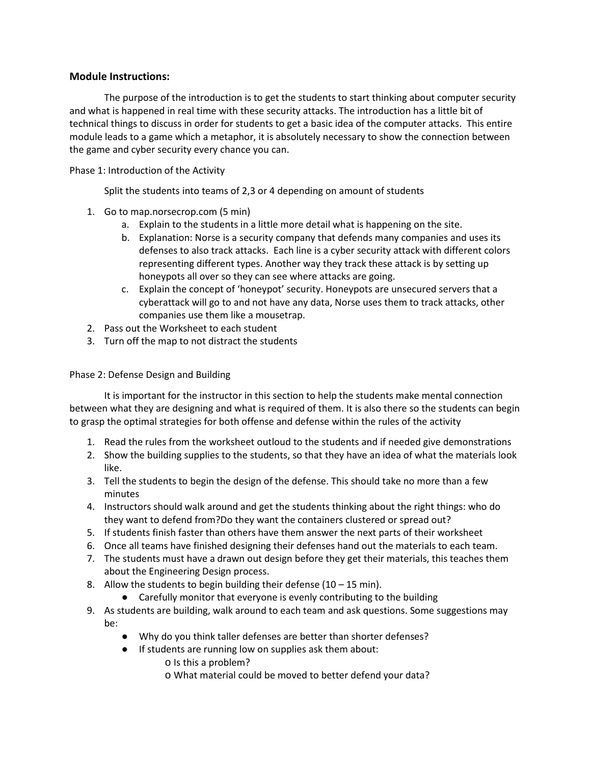## Module Instructions:

The purpose of the introduction is to get the students to start thinking about computer security and what is happened in real time with these security attacks. The introduction has a little bit of technical things to discuss in order for students to get a basic idea of the computer attacks. This entire module leads to a game which a metaphor, it is absolutely necessary to show the connection between the game and cyber security every chance you can.

Phase 1: Introduction of the Activity

Split the students into teams of 2,3 or 4 depending on amount of students

1. Go to map.norsecrop.com (5 min)
   a. Explain to the students in a little more detail what is happening on the site.
   b. Explanation: Norse is a security company that defends many companies and uses its defenses to also track attacks. Each line is a cyber security attack with different colors representing different types. Another way they track these attack is by setting up honeypots all over so they can see where attacks are going.
   c. Explain the concept of 'honeypot' security. Honeypots are unsecured servers that a cyberattack will go to and not have any data, Norse uses them to track attacks, other companies use them like a mousetrap.
2. Pass out the Worksheet to each student
3. Turn off the map to not distract the students

Phase 2: Defense Design and Building

It is important for the instructor in this section to help the students make mental connection between what they are designing and what is required of them. It is also there so the students can begin to grasp the optimal strategies for both offense and defense within the rules of the activity

1. Read the rules from the worksheet outloud to the students and if needed give demonstrations
2. Show the building supplies to the students, so that they have an idea of what the materials look like.
3. Tell the students to begin the design of the defense. This should take no more than a few minutes
4. Instructors should walk around and get the students thinking about the right things: who do they want to defend from?Do they want the containers clustered or spread out?
5. If students finish faster than others have them answer the next parts of their worksheet
6. Once all teams have finished designing their defenses hand out the materials to each team.
7. The students must have a drawn out design before they get their materials, this teaches them about the Engineering Design process.
8. Allow the students to begin building their defense (10 – 15 min).
   - Carefully monitor that everyone is evenly contributing to the building
9. As students are building, walk around to each team and ask questions. Some suggestions may be:
   - Why do you think taller defenses are better than shorter defenses?
   - If students are running low on supplies ask them about:
     - Is this a problem?
     - What material could be moved to better defend your data?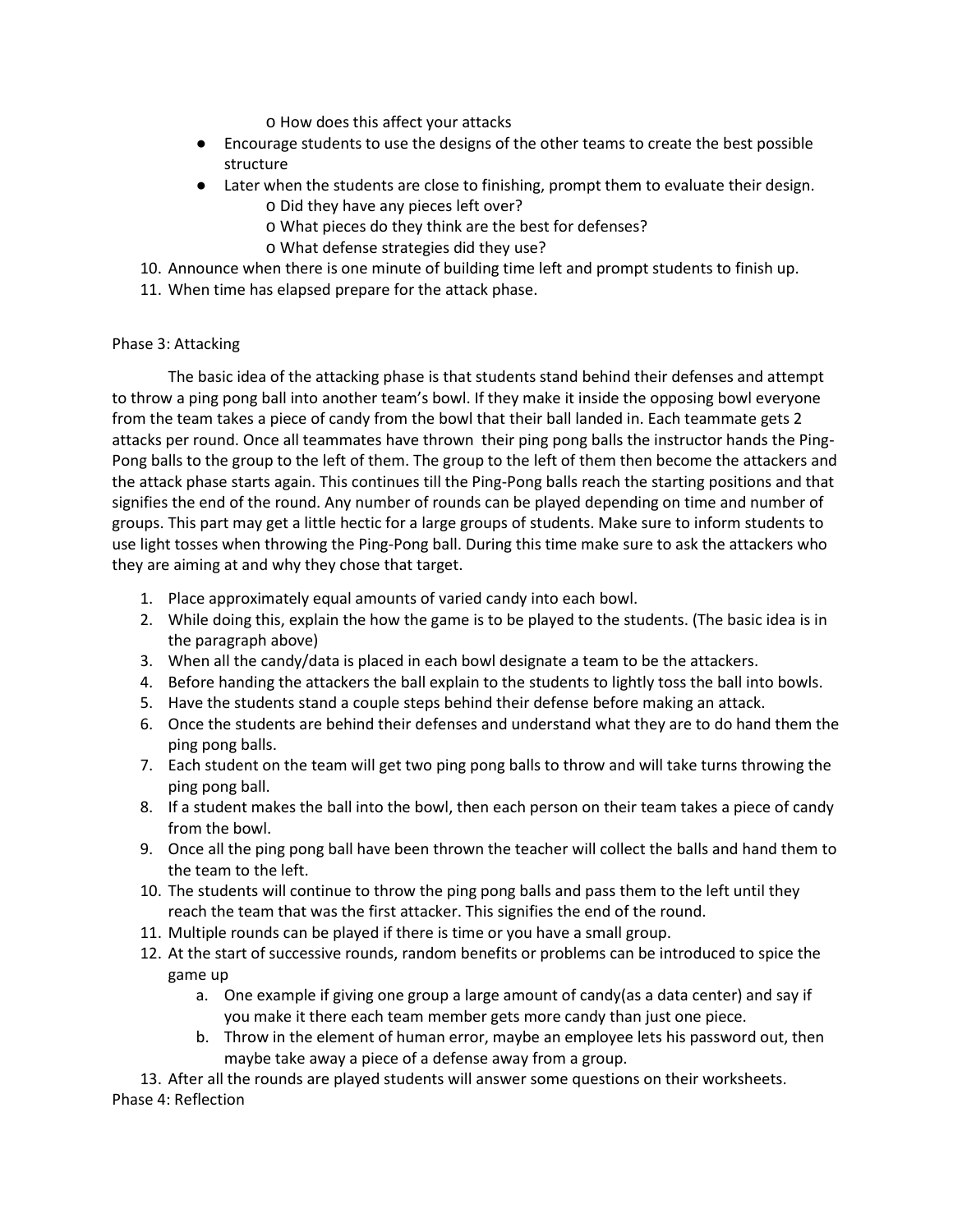- o How does this affect your attacks
- Encourage students to use the designs of the other teams to create the best possible structure
- Later when the students are close to finishing, prompt them to evaluate their design.
  - o Did they have any pieces left over?
  - o What pieces do they think are the best for defenses?
  - o What defense strategies did they use?

10. Announce when there is one minute of building time left and prompt students to finish up.
11. When time has elapsed prepare for the attack phase.

Phase 3: Attacking

The basic idea of the attacking phase is that students stand behind their defenses and attempt to throw a ping pong ball into another team's bowl. If they make it inside the opposing bowl everyone from the team takes a piece of candy from the bowl that their ball landed in. Each teammate gets 2 attacks per round. Once all teammates have thrown their ping pong balls the instructor hands the Ping-Pong balls to the group to the left of them. The group to the left of them then become the attackers and the attack phase starts again. This continues till the Ping-Pong balls reach the starting positions and that signifies the end of the round. Any number of rounds can be played depending on time and number of groups. This part may get a little hectic for a large groups of students. Make sure to inform students to use light tosses when throwing the Ping-Pong ball. During this time make sure to ask the attackers who they are aiming at and why they chose that target.

1. Place approximately equal amounts of varied candy into each bowl.
2. While doing this, explain the how the game is to be played to the students. (The basic idea is in the paragraph above)
3. When all the candy/data is placed in each bowl designate a team to be the attackers.
4. Before handing the attackers the ball explain to the students to lightly toss the ball into bowls.
5. Have the students stand a couple steps behind their defense before making an attack.
6. Once the students are behind their defenses and understand what they are to do hand them the ping pong balls.
7. Each student on the team will get two ping pong balls to throw and will take turns throwing the ping pong ball.
8. If a student makes the ball into the bowl, then each person on their team takes a piece of candy from the bowl.
9. Once all the ping pong ball have been thrown the teacher will collect the balls and hand them to the team to the left.
10. The students will continue to throw the ping pong balls and pass them to the left until they reach the team that was the first attacker. This signifies the end of the round.
11. Multiple rounds can be played if there is time or you have a small group.
12. At the start of successive rounds, random benefits or problems can be introduced to spice the game up
    a. One example if giving one group a large amount of candy(as a data center) and say if you make it there each team member gets more candy than just one piece.
    b. Throw in the element of human error, maybe an employee lets his password out, then maybe take away a piece of a defense away from a group.
13. After all the rounds are played students will answer some questions on their worksheets.

Phase 4: Reflection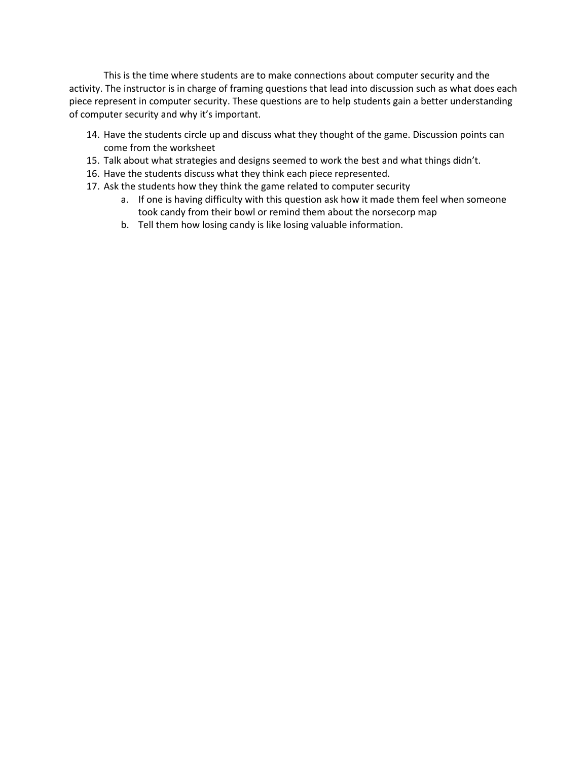This is the time where students are to make connections about computer security and the activity. The instructor is in charge of framing questions that lead into discussion such as what does each piece represent in computer security. These questions are to help students gain a better understanding of computer security and why it's important.

14. Have the students circle up and discuss what they thought of the game. Discussion points can come from the worksheet
15. Talk about what strategies and designs seemed to work the best and what things didn't.
16. Have the students discuss what they think each piece represented.
17. Ask the students how they think the game related to computer security
    a. If one is having difficulty with this question ask how it made them feel when someone took candy from their bowl or remind them about the norsecorp map
    b. Tell them how losing candy is like losing valuable information.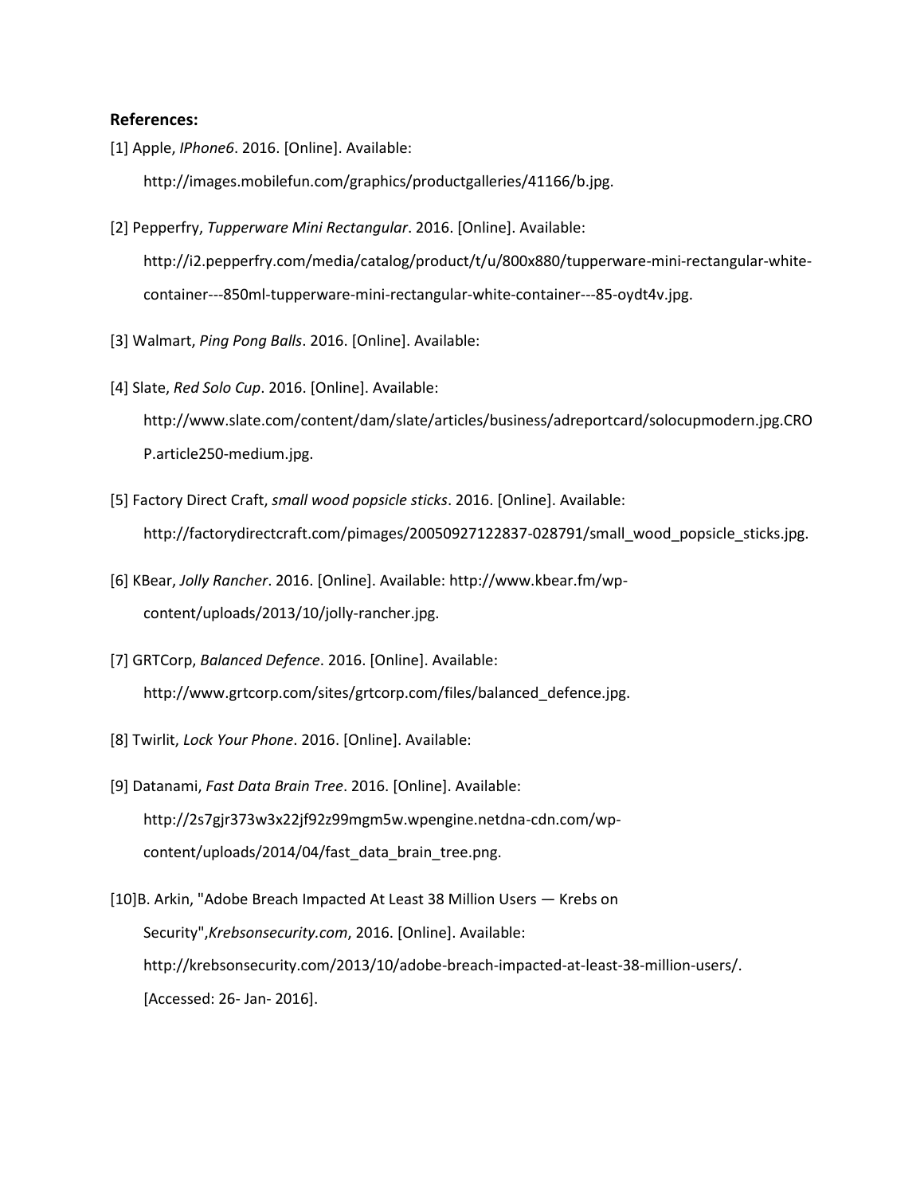**References:**

[1] Apple, *IPhone6*. 2016. [Online]. Available: http://images.mobilefun.com/graphics/productgalleries/41166/b.jpg.

[2] Pepperfry, *Tupperware Mini Rectangular*. 2016. [Online]. Available: http://i2.pepperfry.com/media/catalog/product/t/u/800x880/tupperware-mini-rectangular-white-container---850ml-tupperware-mini-rectangular-white-container---85-oydt4v.jpg.

[3] Walmart, *Ping Pong Balls*. 2016. [Online]. Available:

[4] Slate, *Red Solo Cup*. 2016. [Online]. Available: http://www.slate.com/content/dam/slate/articles/business/adreportcard/solocupmodern.jpg.CROP.article250-medium.jpg.

[5] Factory Direct Craft, *small wood popsicle sticks*. 2016. [Online]. Available: http://factorydirectcraft.com/pimages/20050927122837-028791/small_wood_popsicle_sticks.jpg.

[6] KBear, *Jolly Rancher*. 2016. [Online]. Available: http://www.kbear.fm/wp-content/uploads/2013/10/jolly-rancher.jpg.

[7] GRTCorp, *Balanced Defence*. 2016. [Online]. Available: http://www.grtcorp.com/sites/grtcorp.com/files/balanced_defence.jpg.

[8] Twirlit, *Lock Your Phone*. 2016. [Online]. Available:

[9] Datanami, *Fast Data Brain Tree*. 2016. [Online]. Available: http://2s7gjr373w3x22jf92z99mgm5w.wpengine.netdna-cdn.com/wp-content/uploads/2014/04/fast_data_brain_tree.png.

[10] B. Arkin, "Adobe Breach Impacted At Least 38 Million Users — Krebs on Security", *Krebsonsecurity.com*, 2016. [Online]. Available: http://krebsonsecurity.com/2013/10/adobe-breach-impacted-at-least-38-million-users/. [Accessed: 26- Jan- 2016].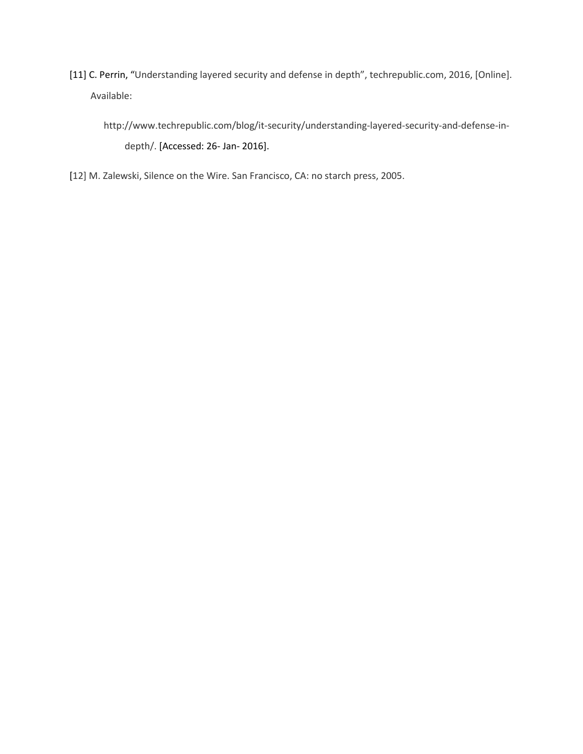[11] C. Perrin, "Understanding layered security and defense in depth", techrepublic.com, 2016, [Online]. Available:

http://www.techrepublic.com/blog/it-security/understanding-layered-security-and-defense-in-depth/. [Accessed: 26- Jan- 2016].

[12] M. Zalewski, Silence on the Wire. San Francisco, CA: no starch press, 2005.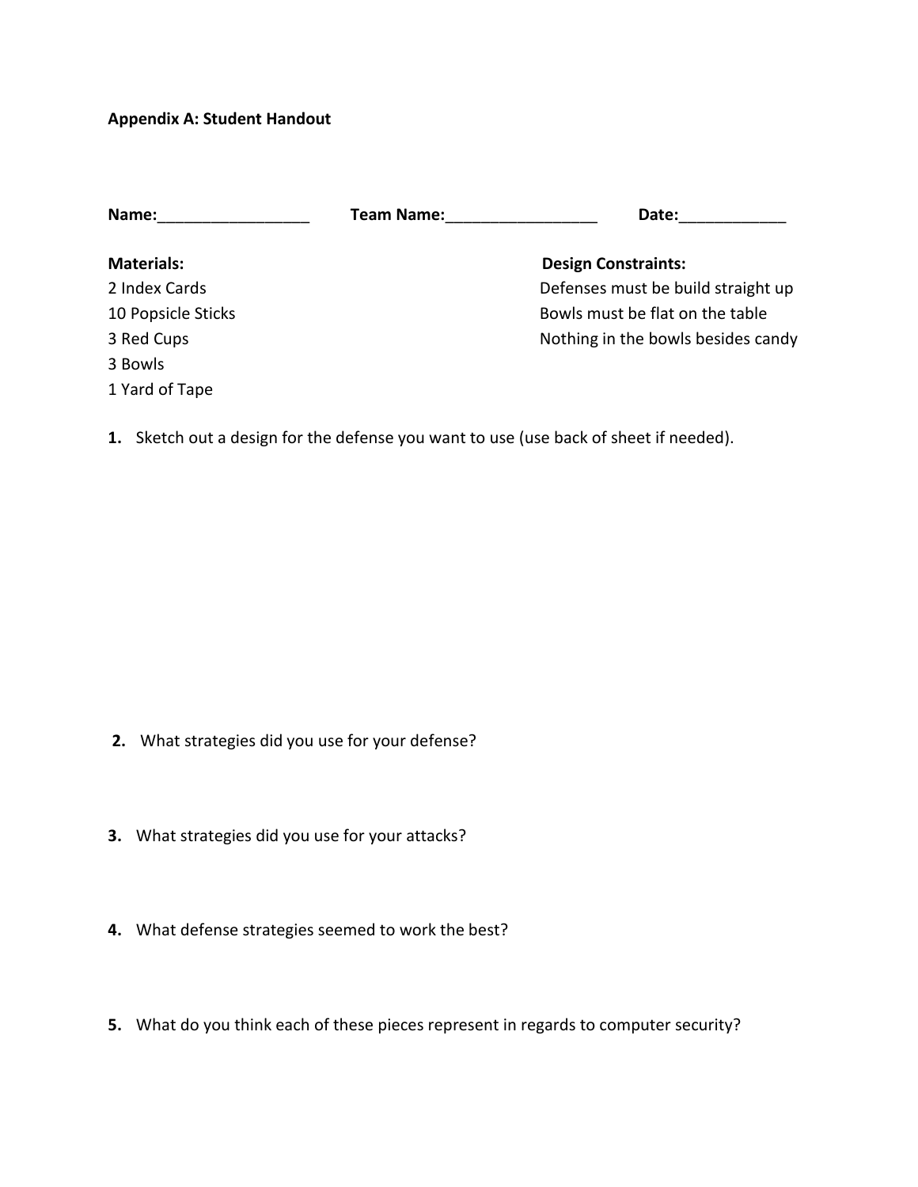**Appendix A: Student Handout**

**Name:**_________________ **Team Name:**_________________ **Date:**____________

**Materials:**

2 Index Cards
10 Popsicle Sticks
3 Red Cups
3 Bowls
1 Yard of Tape

**Design Constraints:**

Defenses must be build straight up
Bowls must be flat on the table
Nothing in the bowls besides candy

1. Sketch out a design for the defense you want to use (use back of sheet if needed).

2. What strategies did you use for your defense?

3. What strategies did you use for your attacks?

4. What defense strategies seemed to work the best?

5. What do you think each of these pieces represent in regards to computer security?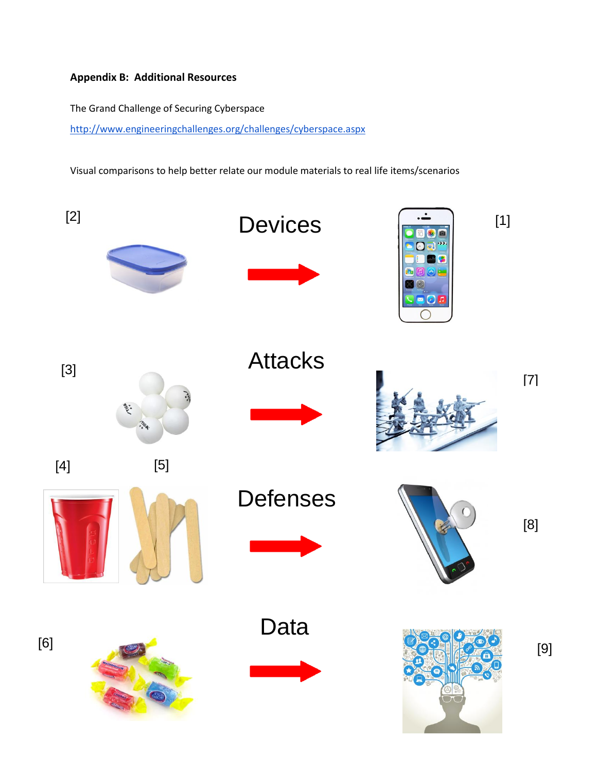**Appendix B: Additional Resources**

The Grand Challenge of Securing Cyberspace

http://www.engineeringchallenges.org/challenges/cyberspace.aspx

Visual comparisons to help better relate our module materials to real life items/scenarios

[2]

Devices

[1]

[3]

Attacks

[7]

[4] [5]

Defenses

[8]

[6]

Data

[9]